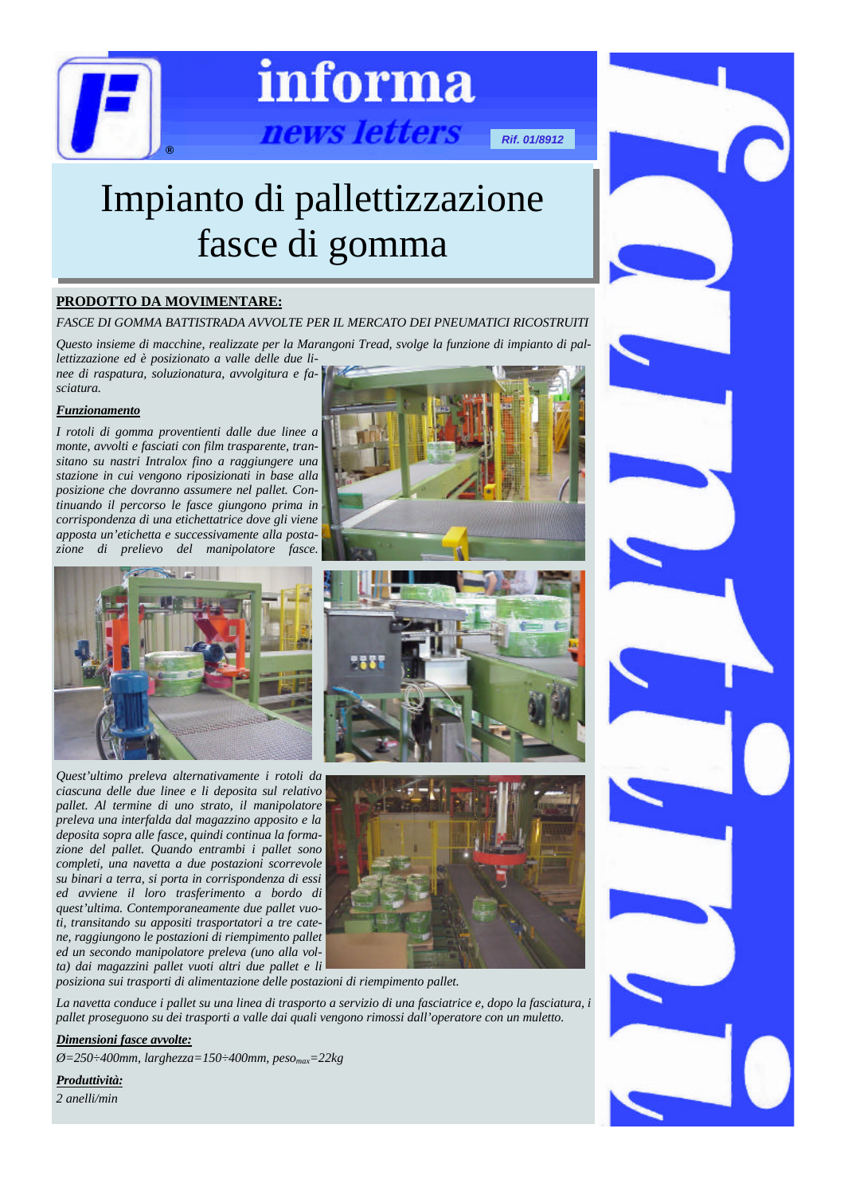informa

news letters

Rif. 01/8912

# Impianto di pallettizzazione fasce di gomma

**PRODOTTO DA MOVIMENTARE:**

*FASCE DI GOMMA BATTISTRADA AVVOLTE PER IL MERCATO DEI PNEUMATICI RICOSTRUITI*

*Questo insieme di macchine, realizzate per la Marangoni Tread, svolge la funzione di impianto di pallettizzazione ed è posizionato a valle delle due linee di raspatura, soluzionatura, avvolgitura e fasciatura.*

***Funzionamento***

*I rotoli di gomma provenienti dalle due linee a monte, avvolti e fasciati con film trasparente, transitano su nastri Intralox fino a raggiungere una stazione in cui vengono riposizionati in base alla posizione che dovranno assumere nel pallet. Continuando il percorso le fasce giungono prima in corrispondenza di una etichettatrice dove gli viene apposta un'etichetta e successivamente alla postazione di prelievo del manipolatore fasce.*

*Quest'ultimo preleva alternativamente i rotoli da ciascuna delle due linee e li deposita sul relativo pallet. Al termine di uno strato, il manipolatore preleva una interfalda dal magazzino apposito e la deposita sopra alle fasce, quindi continua la formazione del pallet. Quando entrambi i pallet sono completi, una navetta a due postazioni scorrevole su binari a terra, si porta in corrispondenza di essi ed avviene il loro trasferimento a bordo di quest'ultima. Contemporaneamente due pallet vuoti, transitando su appositi trasportatori a tre catene, raggiungono le postazioni di riempimento pallet ed un secondo manipolatore preleva (uno alla volta) dai magazzini pallet vuoti altri due pallet e li posiziona sui trasporti di alimentazione delle postazioni di riempimento pallet.*

*La navetta conduce i pallet su una linea di trasporto a servizio di una fasciatrice e, dopo la fasciatura, i pallet proseguono su dei trasporti a valle dai quali vengono rimossi dall'operatore con un muletto.*

***Dimensioni fasce avvolte:***

*Ø=250÷400mm, larghezza=150÷400mm, $peso_{max}$=22kg*

***Produttività:***

*2 anelli/min*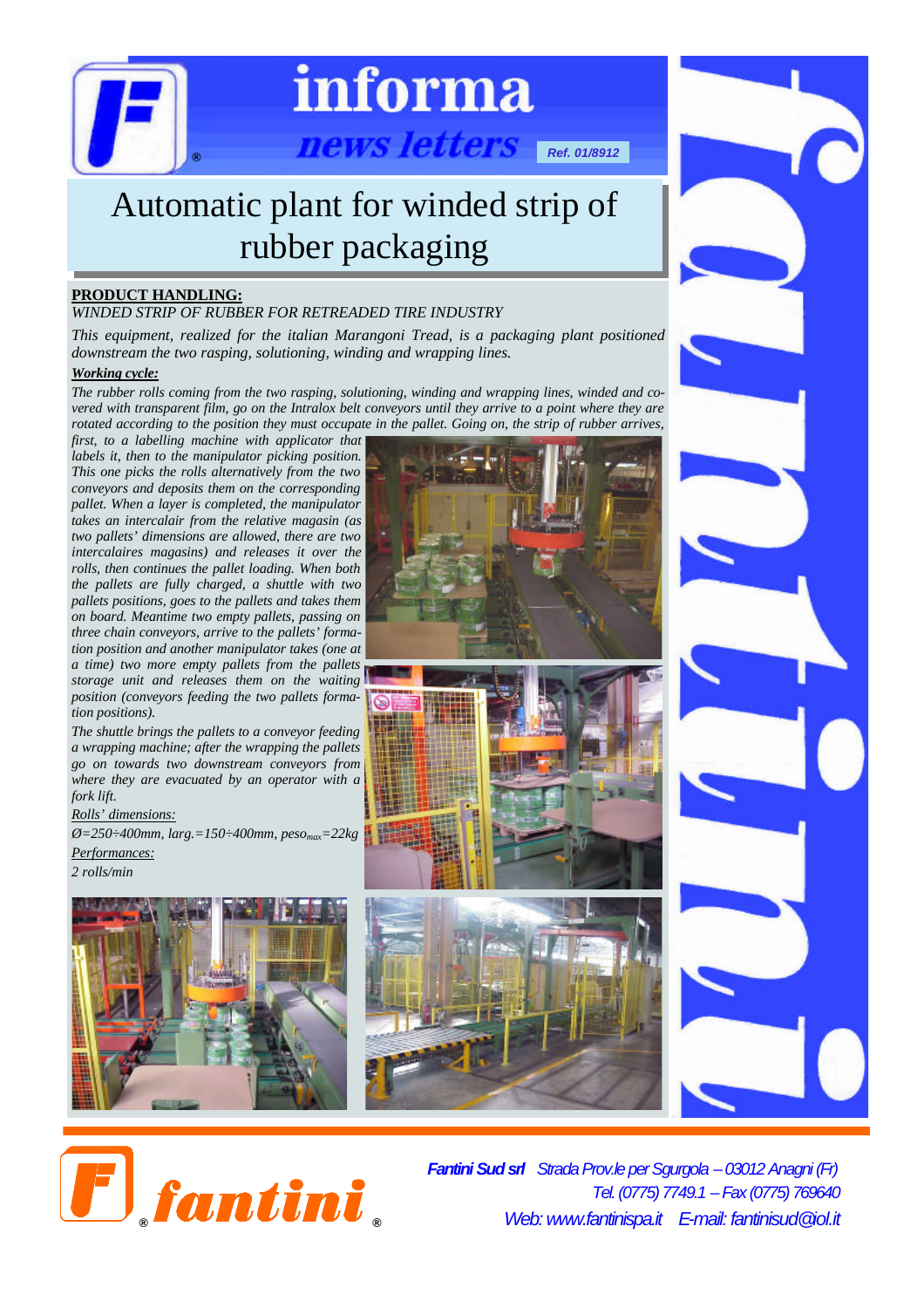# informa

## news letters

Ref. 01/8912

# Automatic plant for winded strip of rubber packaging

**PRODUCT HANDLING:**

*WINDED STRIP OF RUBBER FOR RETREADED TIRE INDUSTRY*

*This equipment, realized for the italian Marangoni Tread, is a packaging plant positioned downstream the two rasping, solutioning, winding and wrapping lines.*

***Working cycle:***

*The rubber rolls coming from the two rasping, solutioning, winding and wrapping lines, winded and covered with transparent film, go on the Intralox belt conveyors until they arrive to a point where they are rotated according to the position they must occupate in the pallet. Going on, the strip of rubber arrives, first, to a labelling machine with applicator that labels it, then to the manipulator picking position. This one picks the rolls alternatively from the two conveyors and deposits them on the corresponding pallet. When a layer is completed, the manipulator takes an intercalair from the relative magasin (as two pallets' dimensions are allowed, there are two intercalaires magasins) and releases it over the rolls, then continues the pallet loading. When both the pallets are fully charged, a shuttle with two pallets positions, goes to the pallets and takes them on board. Meantime two empty pallets, passing on three chain conveyors, arrive to the pallets' formation position and another manipulator takes (one at a time) two more empty pallets from the pallets storage unit and releases them on the waiting position (conveyors feeding the two pallets formation positions).*

*The shuttle brings the pallets to a conveyor feeding a wrapping machine; after the wrapping the pallets go on towards two downstream conveyors from where they are evacuated by an operator with a fork lift.*

*Rolls' dimensions:*

*Ø=250÷400mm, larg.=150÷400mm, peso$_{max}$=22kg*

*Performances:*

*2 rolls/min*

**fantini**

**Fantini Sud srl** Strada Prov.le per Sgurgola – 03012 Anagni (Fr)
Tel. (0775) 7749.1 – Fax (0775) 769640
Web: www.fantinispa.it E-mail: fantinisud@iol.it